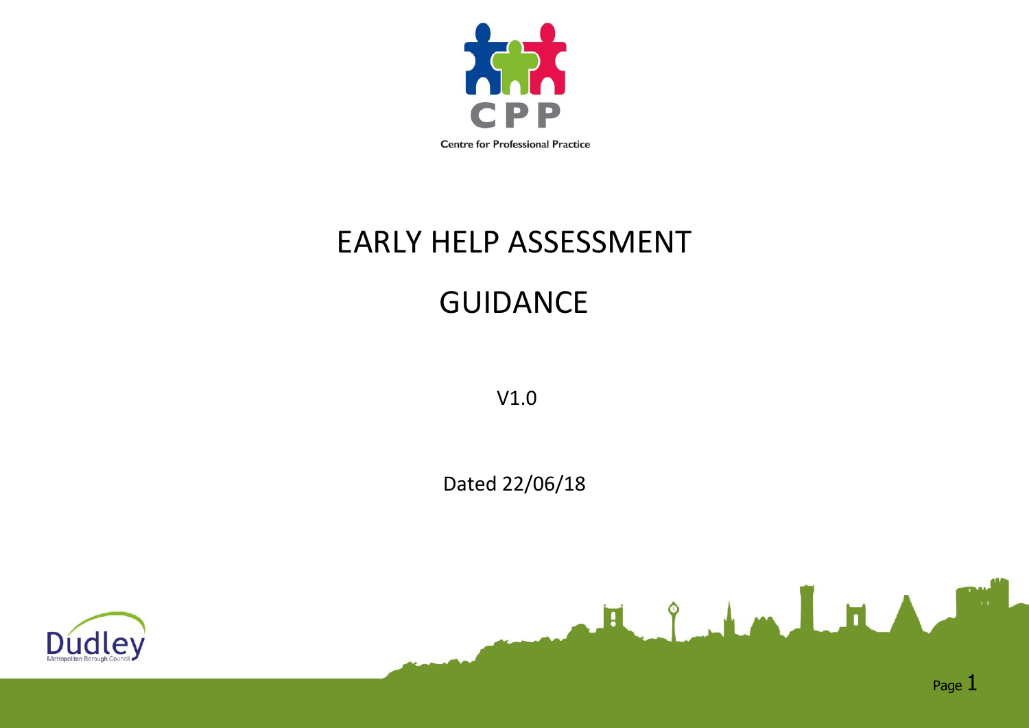CPP

Centre for Professional Practice

# EARLY HELP ASSESSMENT

# GUIDANCE

V1.0

Dated 22/06/18

Dudley

Metropolitan Borough Council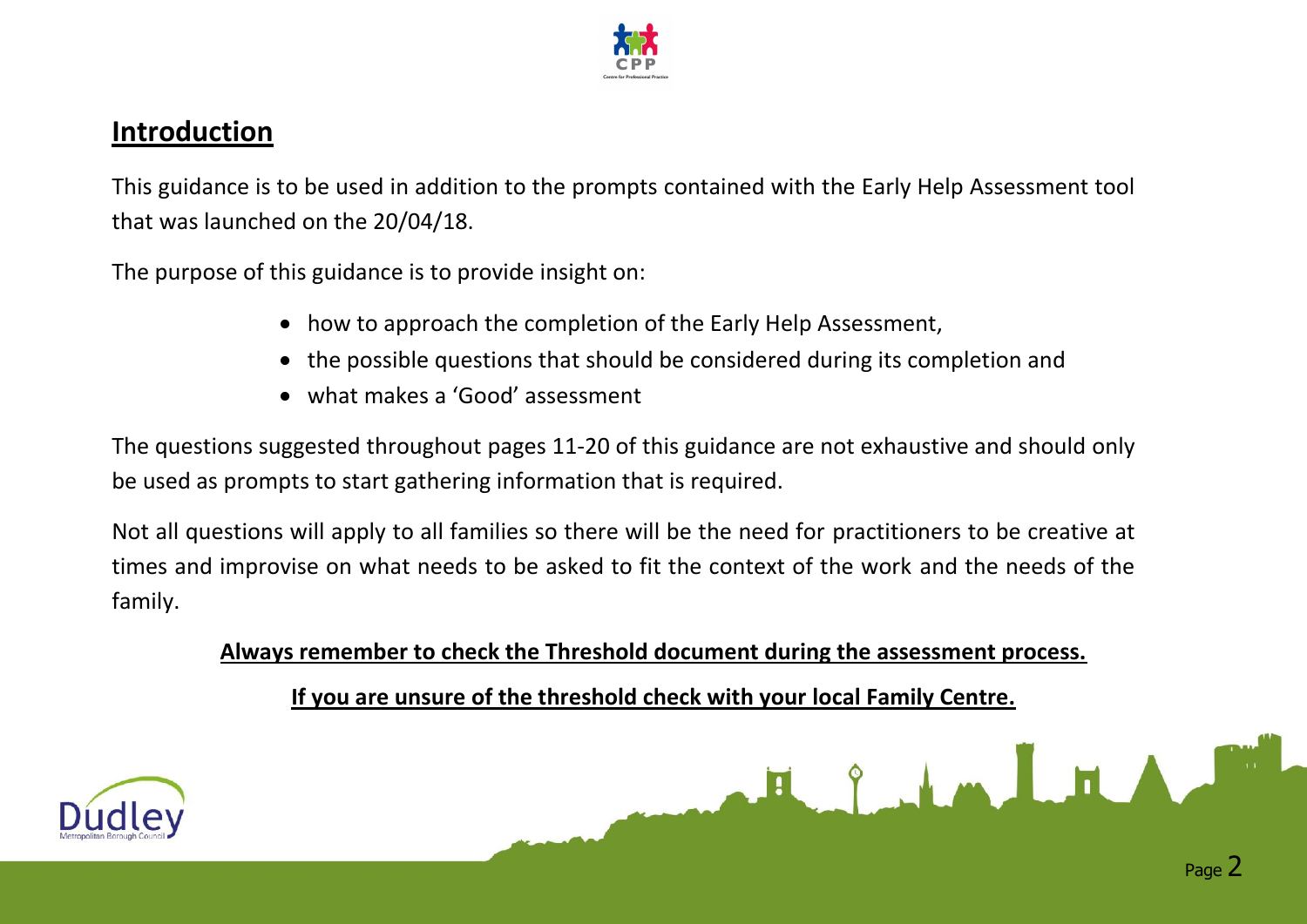## Introduction

This guidance is to be used in addition to the prompts contained with the Early Help Assessment tool that was launched on the 20/04/18.

The purpose of this guidance is to provide insight on:

- how to approach the completion of the Early Help Assessment,
- the possible questions that should be considered during its completion and
- what makes a 'Good' assessment

The questions suggested throughout pages 11-20 of this guidance are not exhaustive and should only be used as prompts to start gathering information that is required.

Not all questions will apply to all families so there will be the need for practitioners to be creative at times and improvise on what needs to be asked to fit the context of the work and the needs of the family.

**Always remember to check the Threshold document during the assessment process.**

**If you are unsure of the threshold check with your local Family Centre.**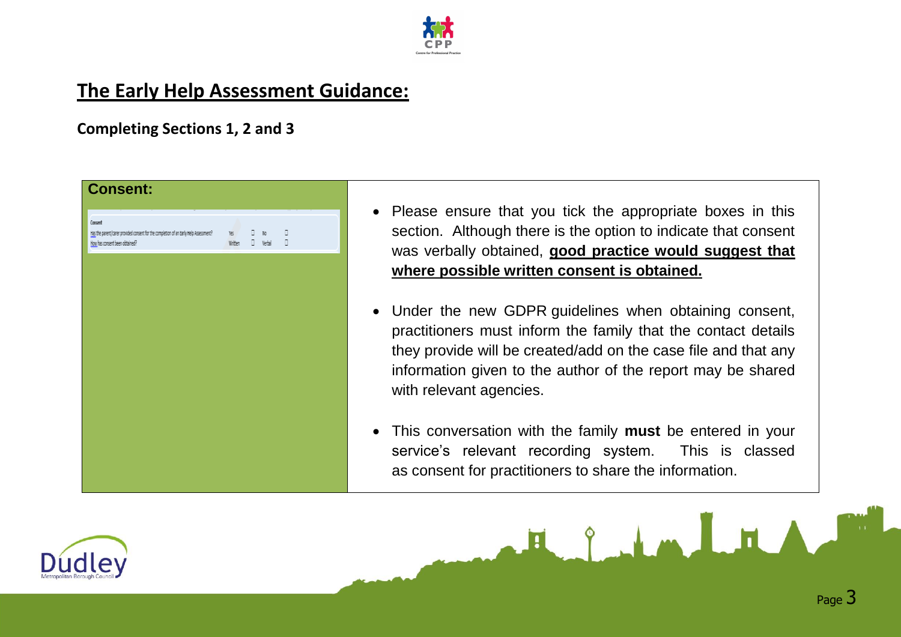# The Early Help Assessment Guidance:

**Completing Sections 1, 2 and 3**

| **Consent:** | |
|---|---|
| Consent<br>Has the parent/carer provided consent for the completion of an Early Help Assessment? Yes ☐ No ☐<br>How has consent been obtained? Written ☐ Verbal ☐ | • Please ensure that you tick the appropriate boxes in this section. Although there is the option to indicate that consent was verbally obtained, **good practice would suggest that where possible written consent is obtained.**<br><br>• Under the new GDPR guidelines when obtaining consent, practitioners must inform the family that the contact details they provide will be created/add on the case file and that any information given to the author of the report may be shared with relevant agencies.<br><br>• This conversation with the family **must** be entered in your service's relevant recording system. This is classed as consent for practitioners to share the information. |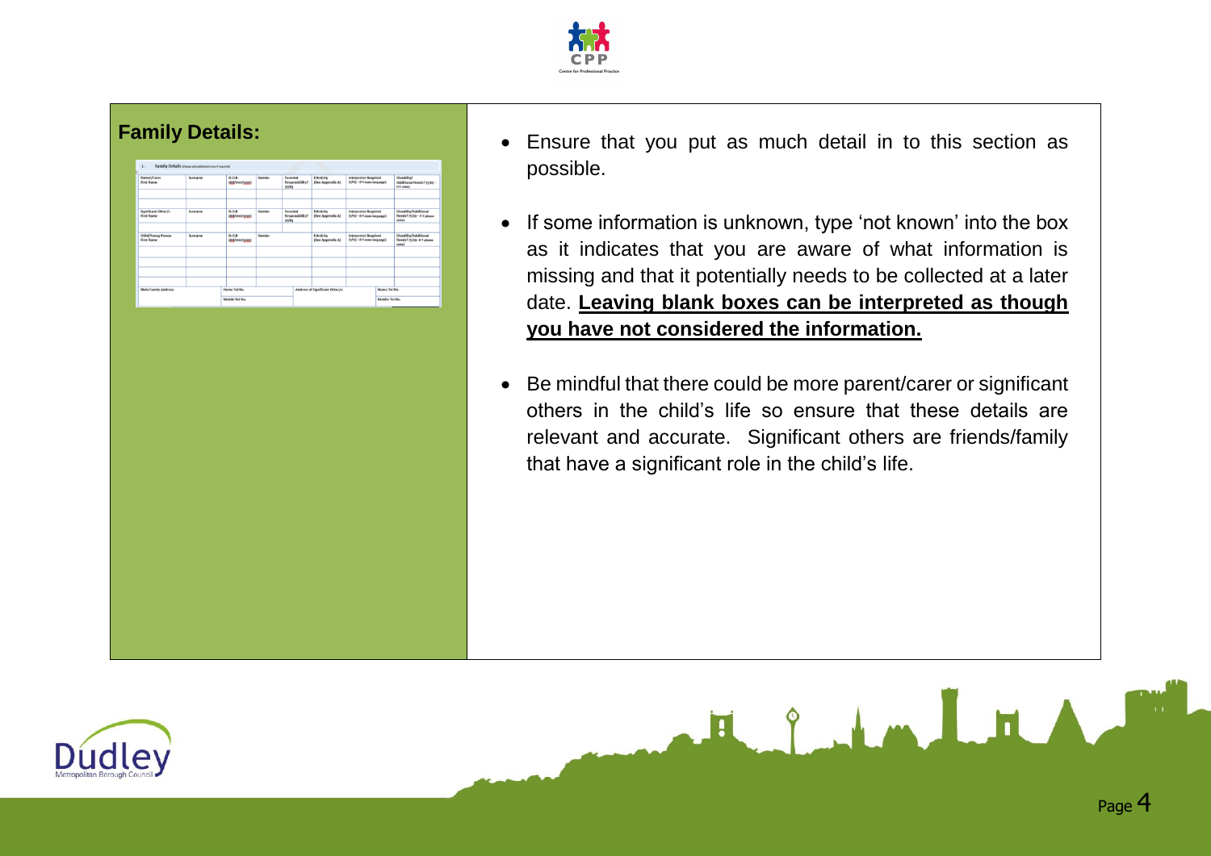## Family Details:

- Ensure that you put as much detail in to this section as possible.
- If some information is unknown, type 'not known' into the box as it indicates that you are aware of what information is missing and that it potentially needs to be collected at a later date. **Leaving blank boxes can be interpreted as though you have not considered the information.**
- Be mindful that there could be more parent/carer or significant others in the child's life so ensure that these details are relevant and accurate. Significant others are friends/family that have a significant role in the child's life.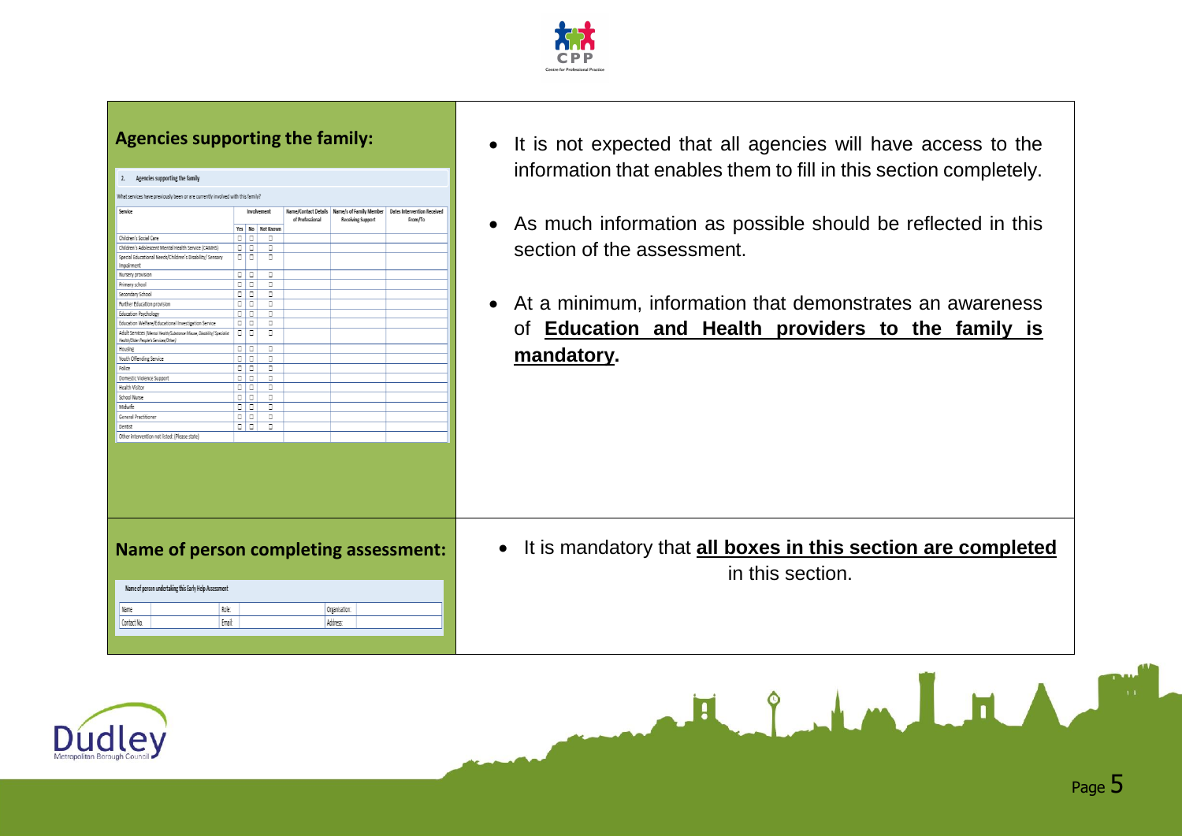## Agencies supporting the family:

**2. Agencies supporting the family**

What services have previously been or are currently involved with this family?

| Service | Involvement | | | Name/Contact Details of Professional | Name/s of Family Member Receiving Support | Dates Intervention Received From/To |
|---|---|---|---|---|---|---|
| | Yes | No | Not Known | | | |
| Children's Social Care | ☐ | ☐ | ☐ | | | |
| Children's Adolescent Mental Health Service (CAMHS) | ☐ | ☐ | ☐ | | | |
| Special Educational Needs/Children's Disability/ Sensory Impairment | ☐ | ☐ | ☐ | | | |
| Nursery provision | ☐ | ☐ | ☐ | | | |
| Primary school | ☐ | ☐ | ☐ | | | |
| Secondary School | ☐ | ☐ | ☐ | | | |
| Further Education provision | ☐ | ☐ | ☐ | | | |
| Education Psychology | ☐ | ☐ | ☐ | | | |
| Education Welfare/Educational Investigation Service | ☐ | ☐ | ☐ | | | |
| Adult Services (Mental Health/Substance Misuse, Disability/ Specialist Health/Older People's Services/Other) | ☐ | ☐ | ☐ | | | |
| Housing | ☐ | ☐ | ☐ | | | |
| Youth Offending Service | ☐ | ☐ | ☐ | | | |
| Police | ☐ | ☐ | ☐ | | | |
| Domestic Violence Support | ☐ | ☐ | ☐ | | | |
| Health Visitor | ☐ | ☐ | ☐ | | | |
| School Nurse | ☐ | ☐ | ☐ | | | |
| Midwife | ☐ | ☐ | ☐ | | | |
| General Practitioner | ☐ | ☐ | ☐ | | | |
| Dentist | ☐ | ☐ | ☐ | | | |
| Other intervention not listed: (Please state) | | | | | | |

- It is not expected that all agencies will have access to the information that enables them to fill in this section completely.
- As much information as possible should be reflected in this section of the assessment.
- At a minimum, information that demonstrates an awareness of **Education and Health providers to the family is mandatory.**

## Name of person completing assessment:

Name of person undertaking this Early Help Assessment

| Name | | Role: | | Organisation: | |
|---|---|---|---|---|---|
| Contact No. | | Email: | | Address: | |

- It is mandatory that **all boxes in this section are completed** in this section.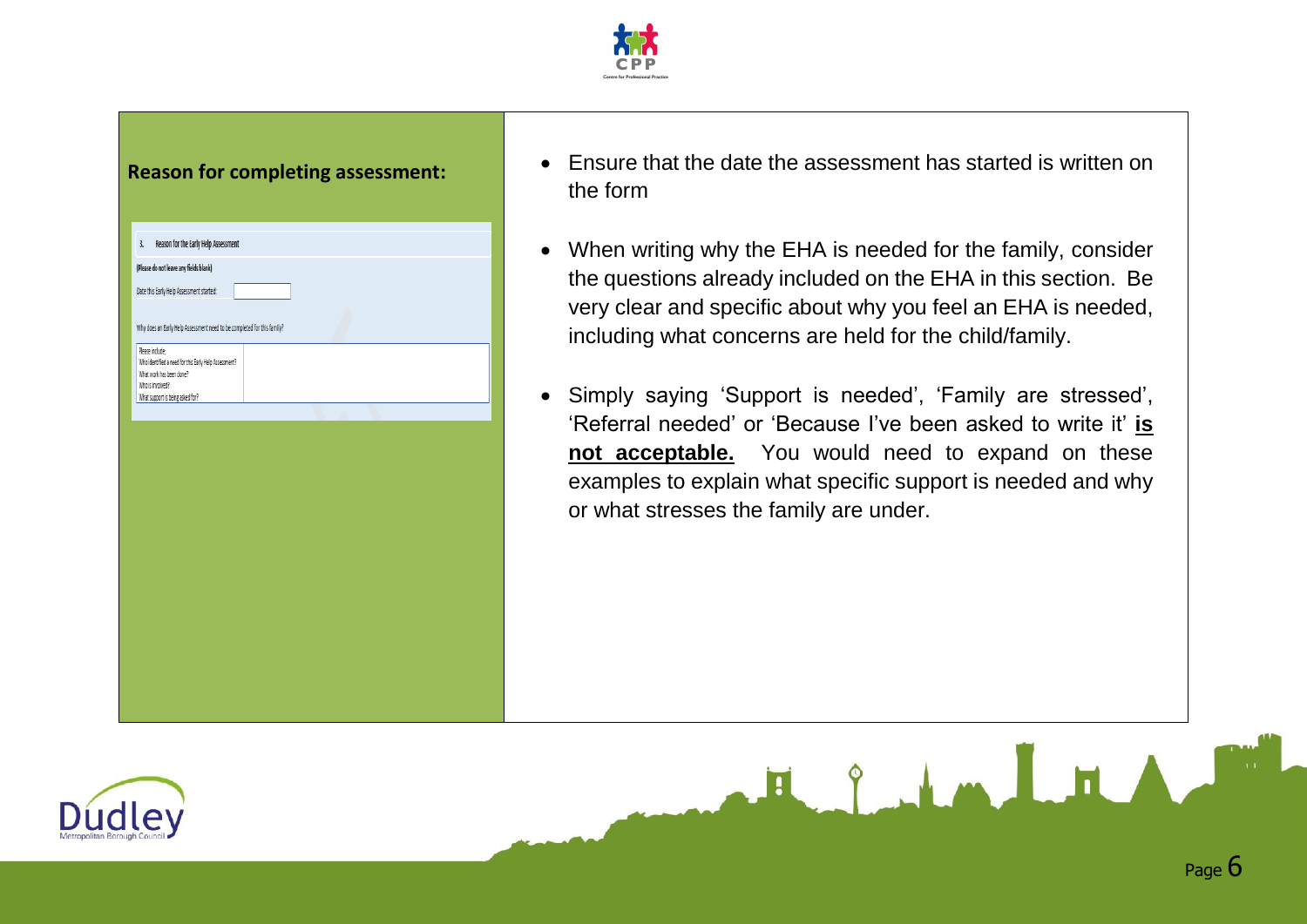## Reason for completing assessment:

3. Reason for the Early Help Assessment

(Please do not leave any fields blank)

Date this Early Help Assessment started:

Why does an Early Help Assessment need to be completed for this family?

Please include:
Who identified a need for this Early Help Assessment?
What work has been done?
Who is involved?
What support is being asked for?

- Ensure that the date the assessment has started is written on the form
- When writing why the EHA is needed for the family, consider the questions already included on the EHA in this section. Be very clear and specific about why you feel an EHA is needed, including what concerns are held for the child/family.
- Simply saying 'Support is needed', 'Family are stressed', 'Referral needed' or 'Because I've been asked to write it' **is not acceptable.** You would need to expand on these examples to explain what specific support is needed and why or what stresses the family are under.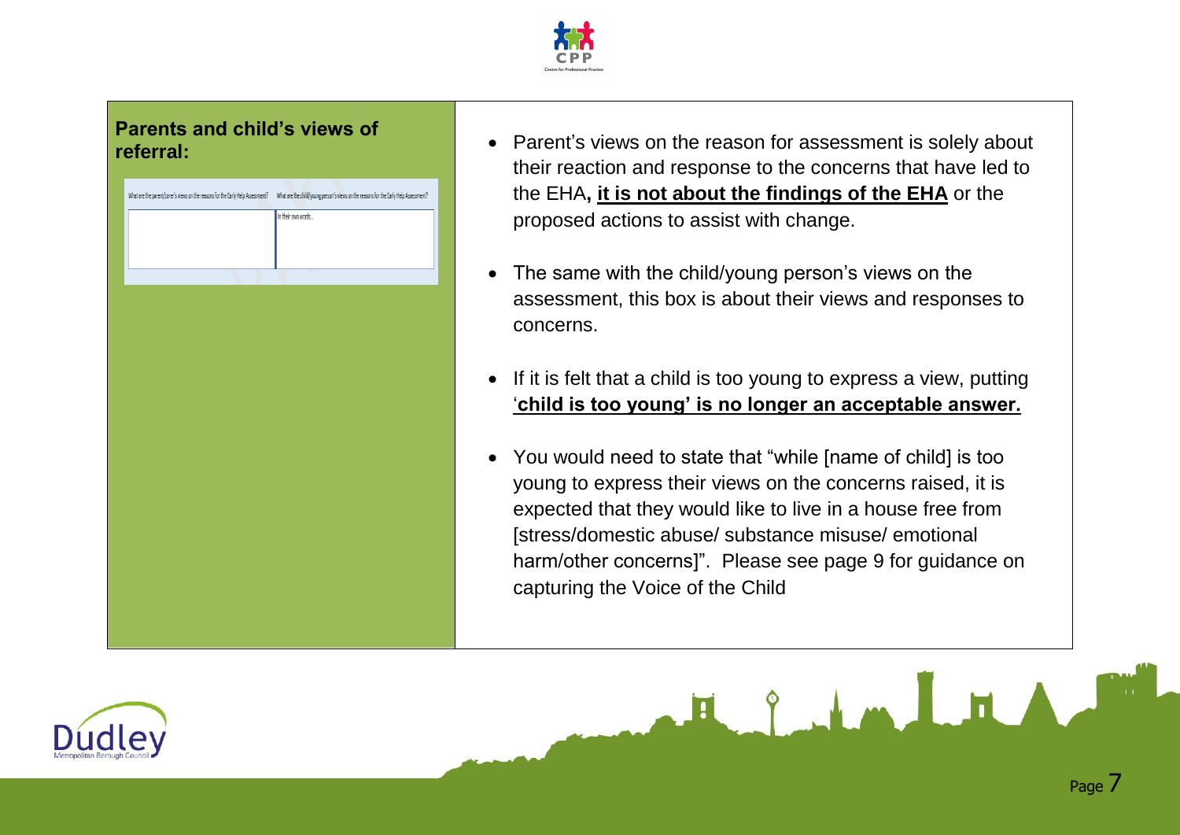## Parents and child's views of referral:

| What are the parent/carer's views on the reasons for the Early Help Assessment? | What are the child/young person's views on the reasons for the Early Help Assessment? |
| --- | --- |
| | In their own words... |

- Parent's views on the reason for assessment is solely about their reaction and response to the concerns that have led to the EHA**, it is not about the findings of the EHA** or the proposed actions to assist with change.
- The same with the child/young person's views on the assessment, this box is about their views and responses to concerns.
- If it is felt that a child is too young to express a view, putting **'child is too young' is no longer an acceptable answer.**
- You would need to state that "while [name of child] is too young to express their views on the concerns raised, it is expected that they would like to live in a house free from [stress/domestic abuse/ substance misuse/ emotional harm/other concerns]". Please see page 9 for guidance on capturing the Voice of the Child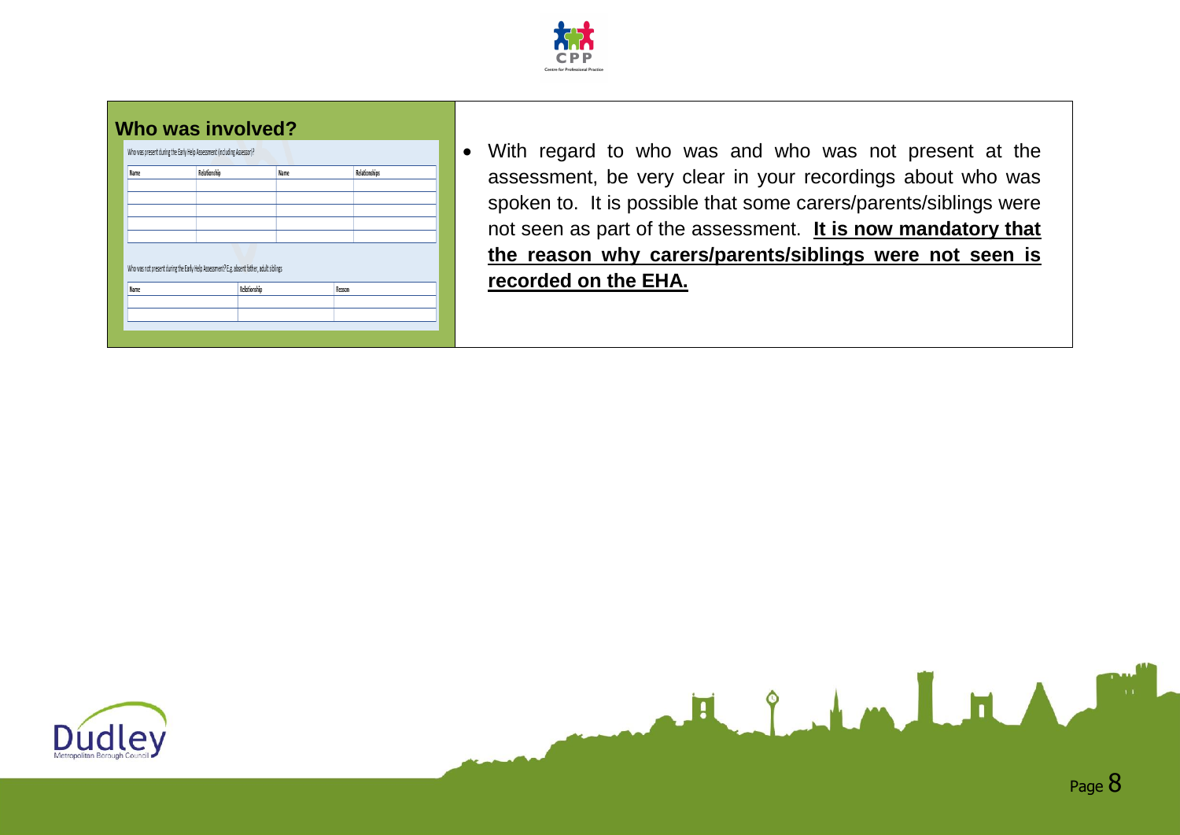## Who was involved?

Who was present during the Early Help Assessment (including Assessor)?

| Name | Relationship | Name | Relationships |
|---|---|---|---|
| | | | |
| | | | |
| | | | |
| | | | |
| | | | |

Who was not present during the Early Help Assessment? E.g. absent father, adult siblings

| Name | Relationship | Reason |
|---|---|---|
| | | |
| | | |

- With regard to who was and who was not present at the assessment, be very clear in your recordings about who was spoken to. It is possible that some carers/parents/siblings were not seen as part of the assessment. **It is now mandatory that the reason why carers/parents/siblings were not seen is recorded on the EHA.**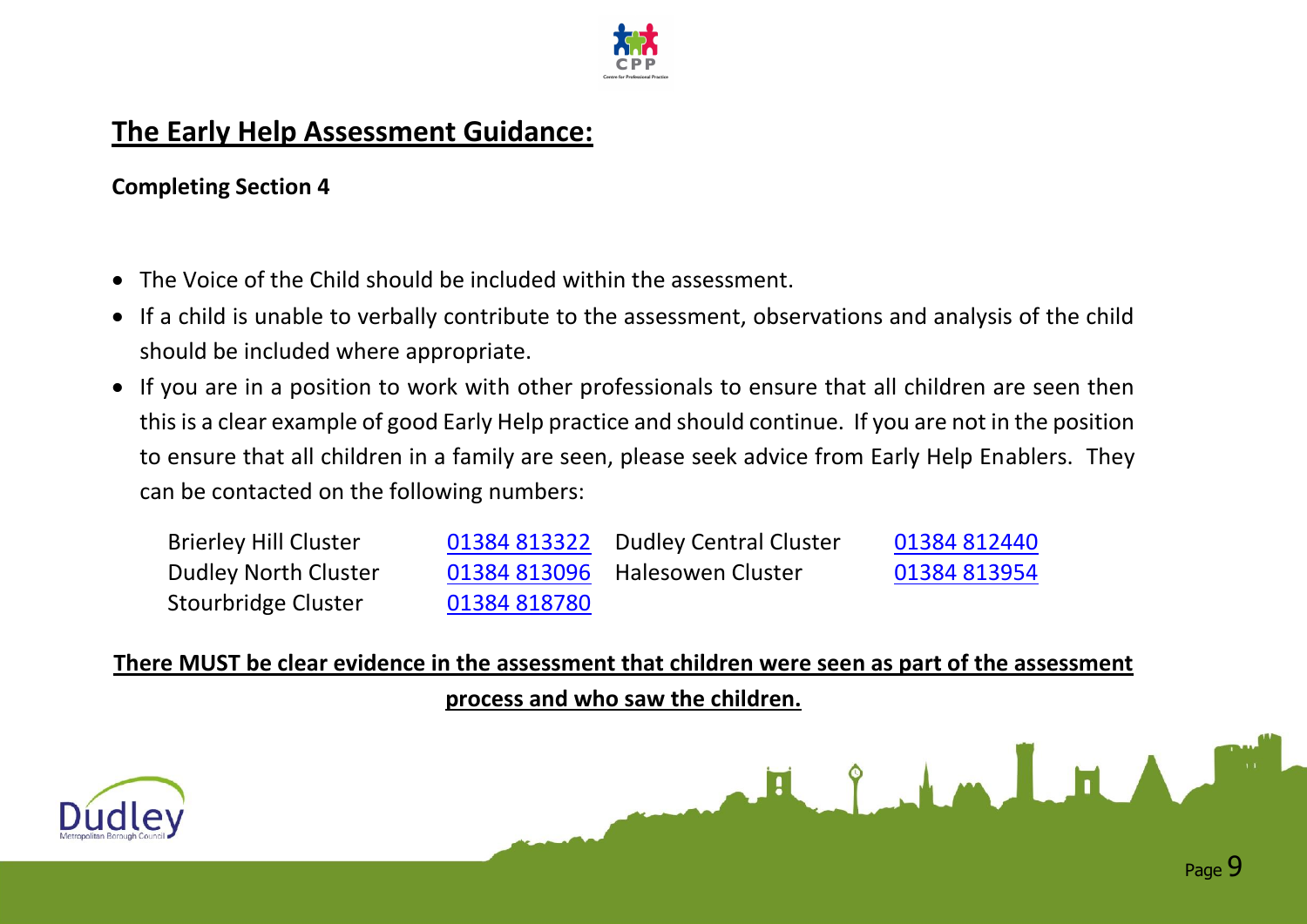# The Early Help Assessment Guidance:

**Completing Section 4**

- The Voice of the Child should be included within the assessment.
- If a child is unable to verbally contribute to the assessment, observations and analysis of the child should be included where appropriate.
- If you are in a position to work with other professionals to ensure that all children are seen then this is a clear example of good Early Help practice and should continue. If you are not in the position to ensure that all children in a family are seen, please seek advice from Early Help Enablers. They can be contacted on the following numbers:

| | | | |
|---|---|---|---|
| Brierley Hill Cluster | 01384 813322 | Dudley Central Cluster | 01384 812440 |
| Dudley North Cluster | 01384 813096 | Halesowen Cluster | 01384 813954 |
| Stourbridge Cluster | 01384 818780 | | |

**There MUST be clear evidence in the assessment that children were seen as part of the assessment process and who saw the children.**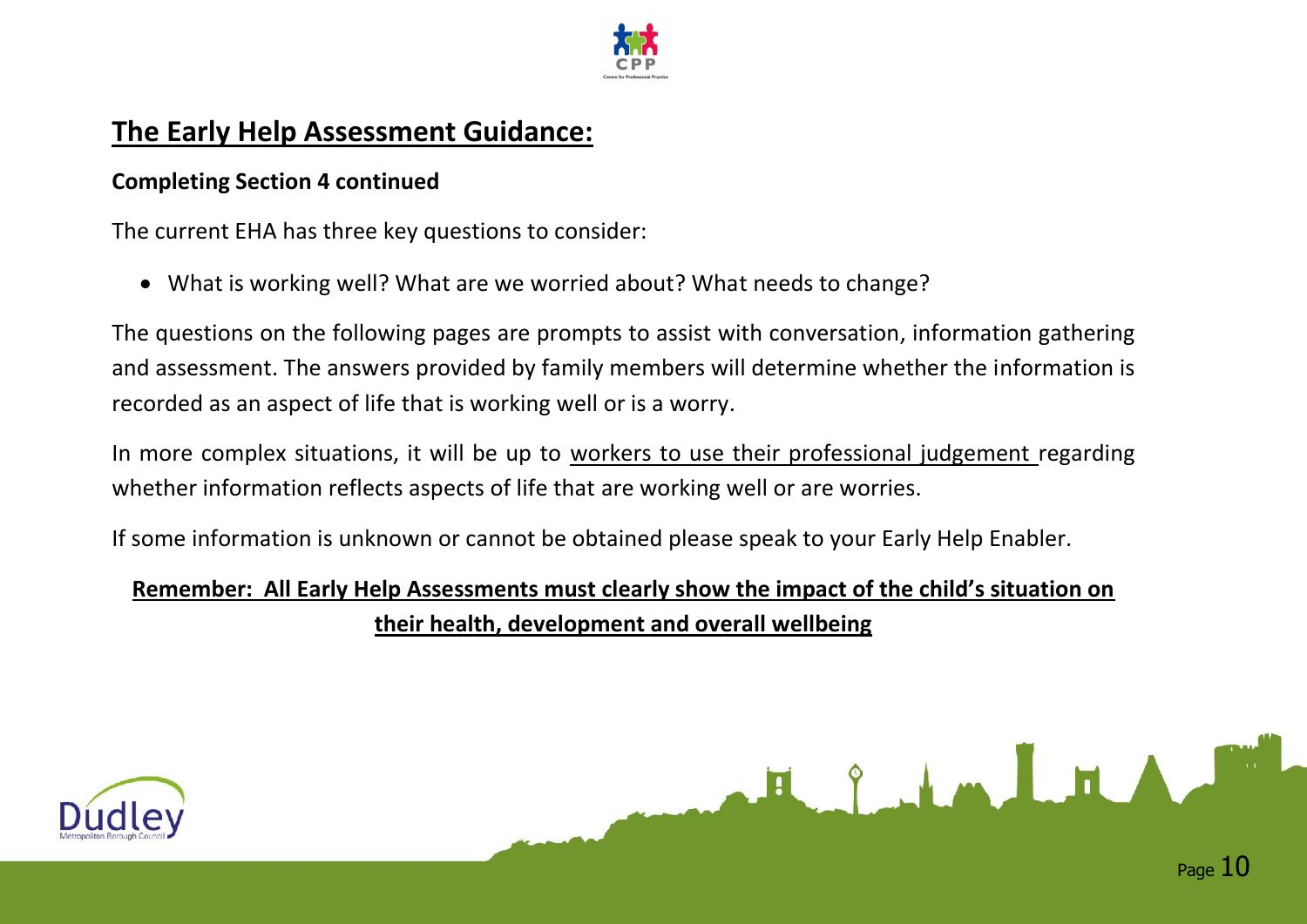## The Early Help Assessment Guidance:

**Completing Section 4 continued**

The current EHA has three key questions to consider:

- What is working well? What are we worried about? What needs to change?

The questions on the following pages are prompts to assist with conversation, information gathering and assessment. The answers provided by family members will determine whether the information is recorded as an aspect of life that is working well or is a worry.

In more complex situations, it will be up to workers to use their professional judgement regarding whether information reflects aspects of life that are working well or are worries.

If some information is unknown or cannot be obtained please speak to your Early Help Enabler.

**Remember: All Early Help Assessments must clearly show the impact of the child's situation on their health, development and overall wellbeing**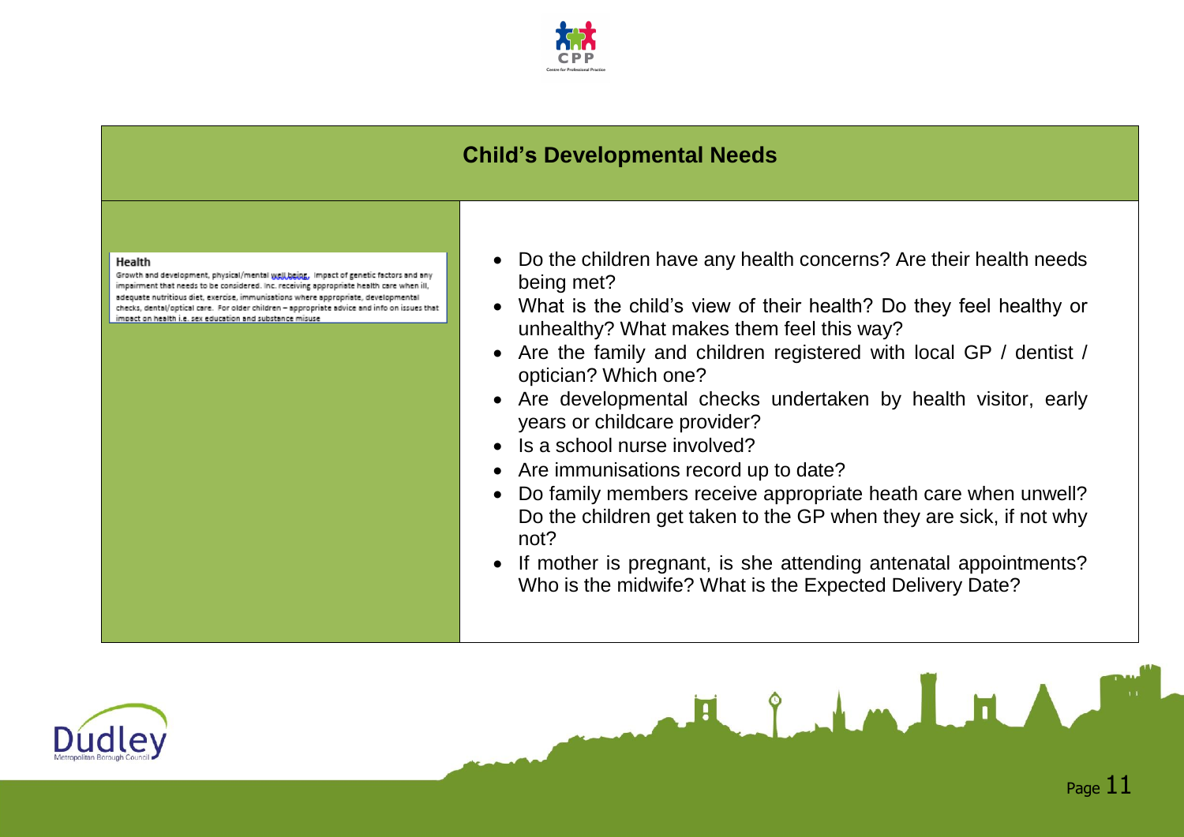## Child's Developmental Needs

| **Health** | |
|---|---|
| **Health**<br>Growth and development, physical/mental well being. Impact of genetic factors and any impairment that needs to be considered. Inc. receiving appropriate health care when ill, adequate nutritious diet, exercise, immunisations where appropriate, developmental checks, dental/optical care. For older children – appropriate advice and info on issues that impact on health i.e. sex education and substance misuse | • Do the children have any health concerns? Are their health needs being met?<br>• What is the child's view of their health? Do they feel healthy or unhealthy? What makes them feel this way?<br>• Are the family and children registered with local GP / dentist / optician? Which one?<br>• Are developmental checks undertaken by health visitor, early years or childcare provider?<br>• Is a school nurse involved?<br>• Are immunisations record up to date?<br>• Do family members receive appropriate heath care when unwell? Do the children get taken to the GP when they are sick, if not why not?<br>• If mother is pregnant, is she attending antenatal appointments? Who is the midwife? What is the Expected Delivery Date? |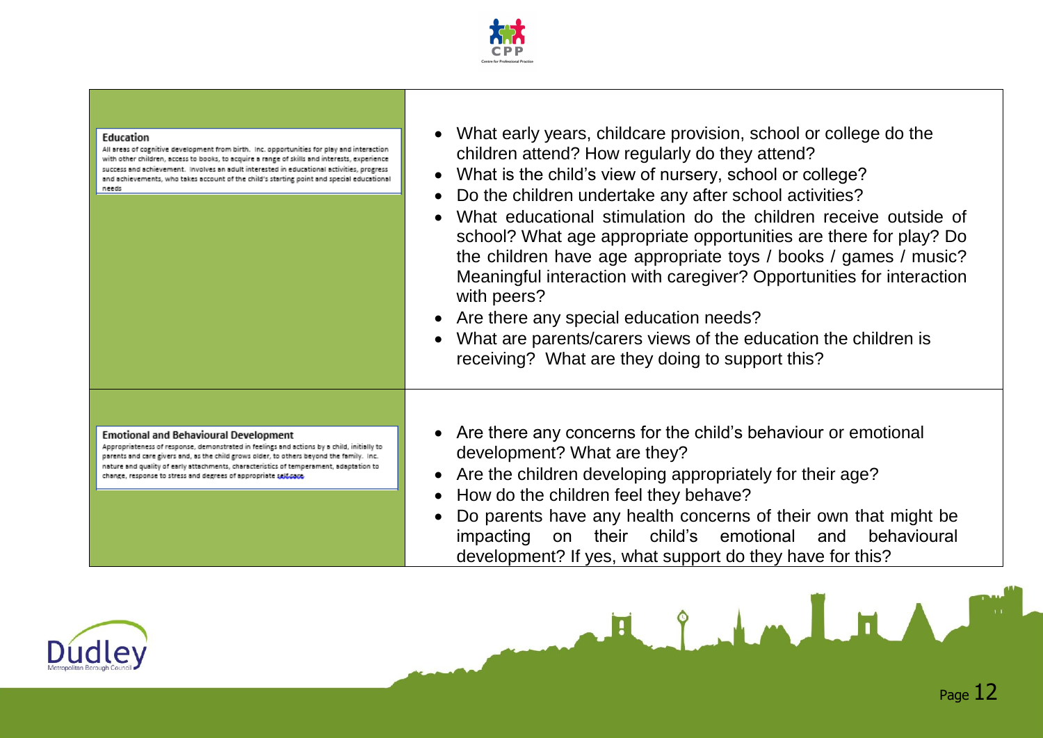| | |
|---|---|
| **Education**<br>All areas of cognitive development from birth. Inc. opportunities for play and interaction with other children, access to books, to acquire a range of skills and interests, experience success and achievement. Involves an adult interested in educational activities, progress and achievements, who takes account of the child's starting point and special educational needs | • What early years, childcare provision, school or college do the children attend? How regularly do they attend?<br>• What is the child's view of nursery, school or college?<br>• Do the children undertake any after school activities?<br>• What educational stimulation do the children receive outside of school? What age appropriate opportunities are there for play? Do the children have age appropriate toys / books / games / music? Meaningful interaction with caregiver? Opportunities for interaction with peers?<br>• Are there any special education needs?<br>• What are parents/carers views of the education the children is receiving? What are they doing to support this? |
| **Emotional and Behavioural Development**<br>Appropriateness of response, demonstrated in feelings and actions by a child, initially to parents and care givers and, as the child grows older, to others beyond the family. Inc. nature and quality of early attachments, characteristics of temperament, adaptation to change, response to stress and degrees of appropriate self care | • Are there any concerns for the child's behaviour or emotional development? What are they?<br>• Are the children developing appropriately for their age?<br>• How do the children feel they behave?<br>• Do parents have any health concerns of their own that might be impacting on their child's emotional and behavioural development? If yes, what support do they have for this? |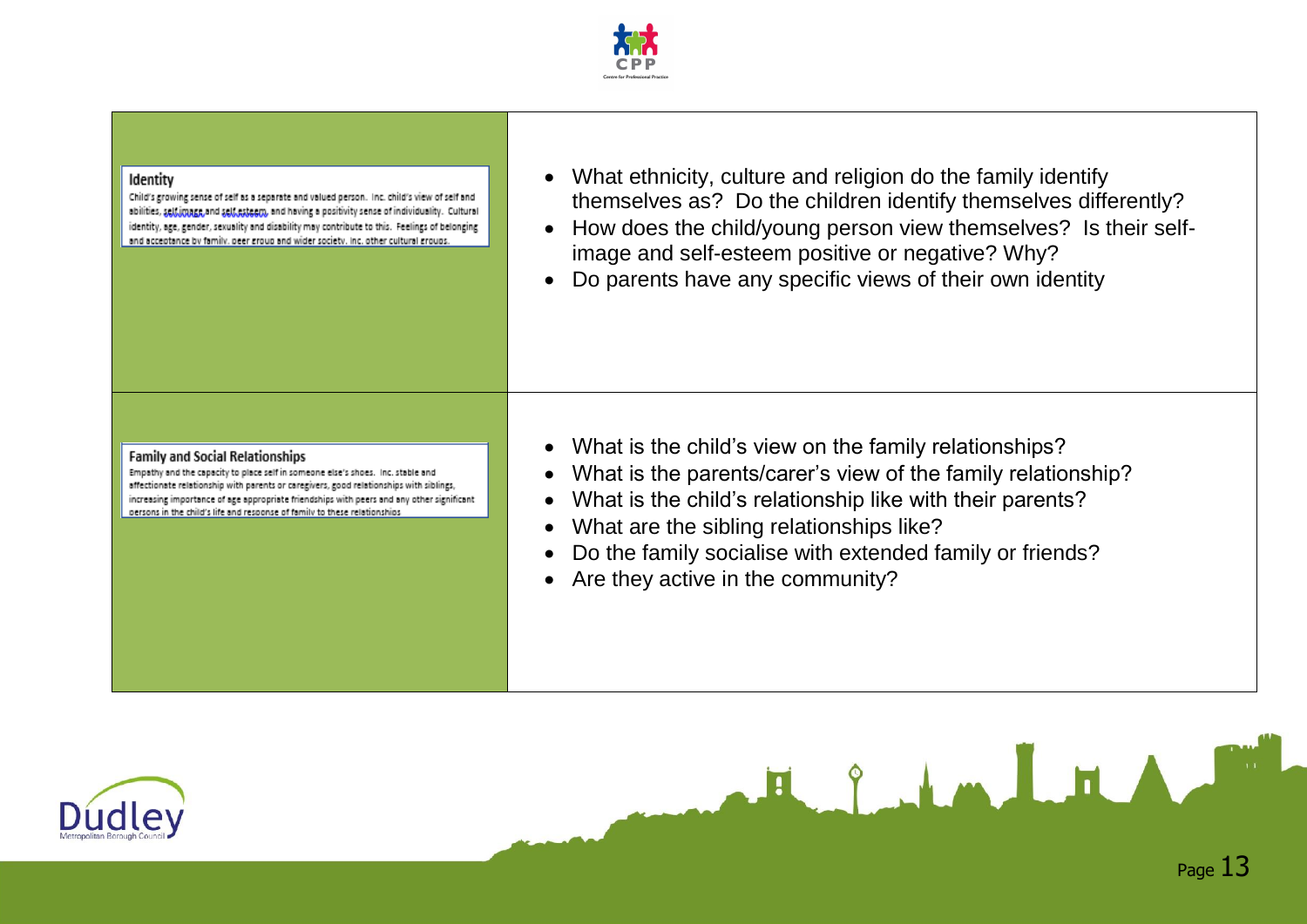| | |
|---|---|
| **Identity**<br>Child's growing sense of self as a separate and valued person. Inc. child's view of self and abilities, self image and self esteem, and having a positivity sense of individuality. Cultural identity, age, gender, sexuality and disability may contribute to this. Feelings of belonging and acceptance by family, peer group and wider society, inc. other cultural groups. | • What ethnicity, culture and religion do the family identify themselves as? Do the children identify themselves differently?<br>• How does the child/young person view themselves? Is their self-image and self-esteem positive or negative? Why?<br>• Do parents have any specific views of their own identity |
| **Family and Social Relationships**<br>Empathy and the capacity to place self in someone else's shoes. Inc. stable and affectionate relationship with parents or caregivers, good relationships with siblings, increasing importance of age appropriate friendships with peers and any other significant persons in the child's life and response of family to these relationships | • What is the child's view on the family relationships?<br>• What is the parents/carer's view of the family relationship?<br>• What is the child's relationship like with their parents?<br>• What are the sibling relationships like?<br>• Do the family socialise with extended family or friends?<br>• Are they active in the community? |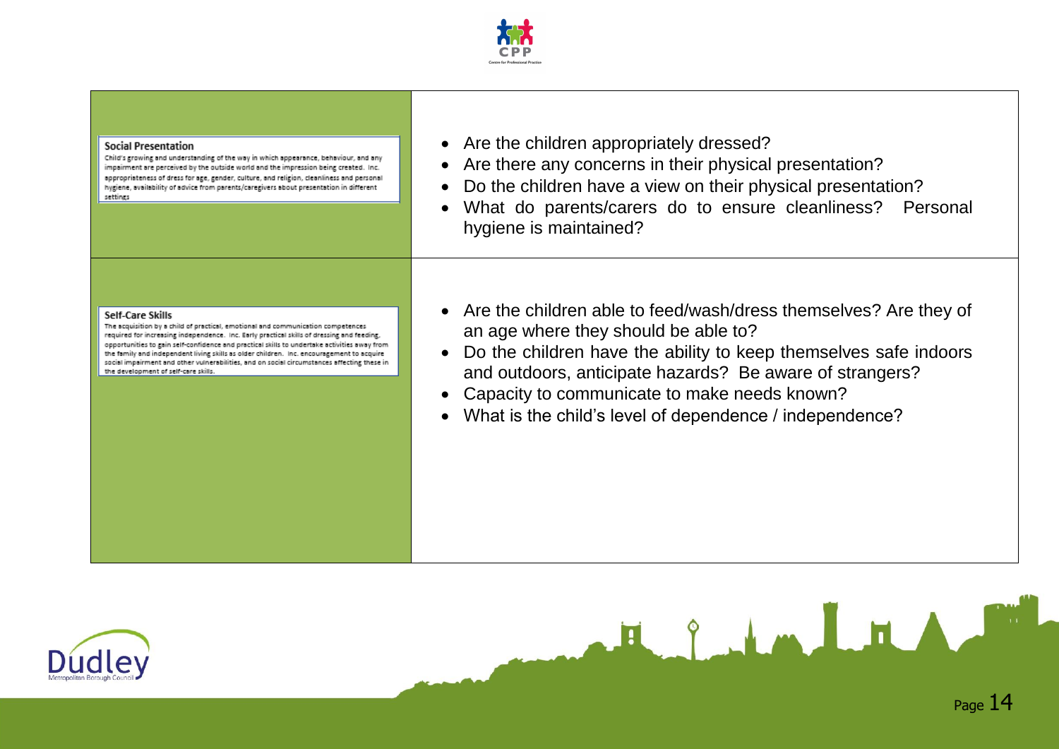| | |
|---|---|
| **Social Presentation**<br>Child's growing and understanding of the way in which appearance, behaviour, and any impairment are perceived by the outside world and the impression being created. Inc. appropriateness of dress for age, gender, culture, and religion, cleanliness and personal hygiene, availability of advice from parents/caregivers about presentation in different settings | • Are the children appropriately dressed?<br>• Are there any concerns in their physical presentation?<br>• Do the children have a view on their physical presentation?<br>• What do parents/carers do to ensure cleanliness? Personal hygiene is maintained? |
| **Self-Care Skills**<br>The acquisition by a child of practical, emotional and communication competences required for increasing independence. Inc. Early practical skills of dressing and feeding, opportunities to gain self-confidence and practical skills to undertake activities away from the family and independent living skills as older children. Inc. encouragement to acquire social impairment and other vulnerabilities, and on social circumstances affecting these in the development of self-care skills. | • Are the children able to feed/wash/dress themselves? Are they of an age where they should be able to?<br>• Do the children have the ability to keep themselves safe indoors and outdoors, anticipate hazards? Be aware of strangers?<br>• Capacity to communicate to make needs known?<br>• What is the child's level of dependence / independence? |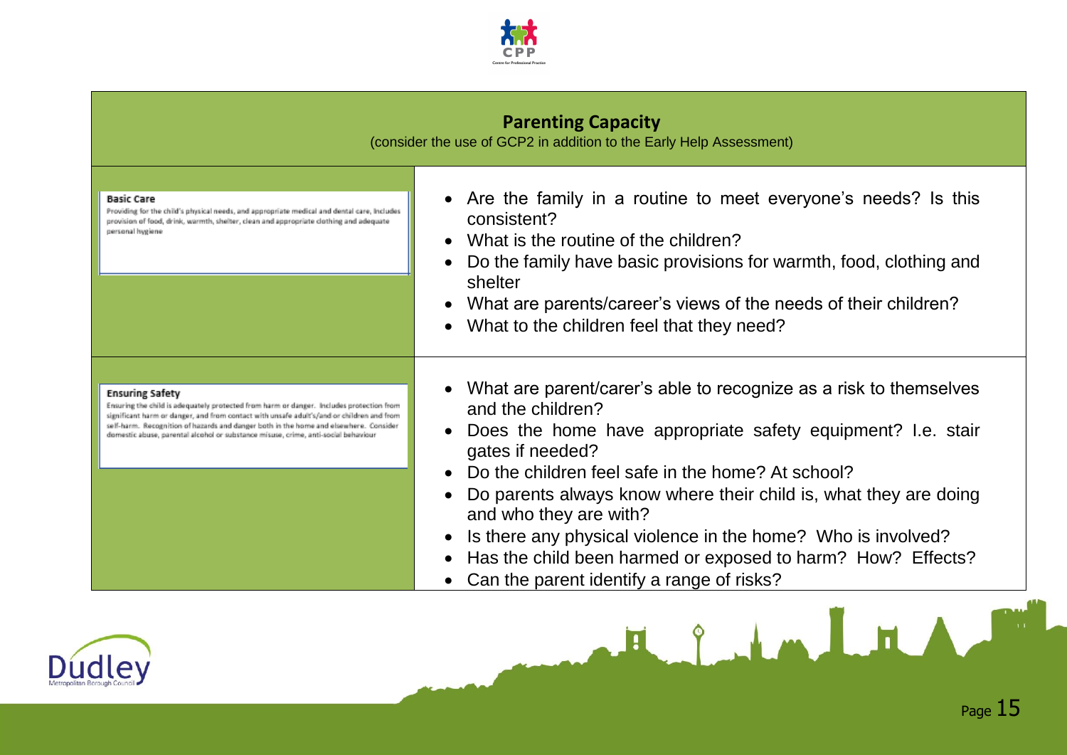## Parenting Capacity

(consider the use of GCP2 in addition to the Early Help Assessment)

| | |
|---|---|
| **Basic Care**<br>Providing for the child's physical needs, and appropriate medical and dental care. Includes provision of food, drink, warmth, shelter, clean and appropriate clothing and adequate personal hygiene | • Are the family in a routine to meet everyone's needs? Is this consistent?<br>• What is the routine of the children?<br>• Do the family have basic provisions for warmth, food, clothing and shelter<br>• What are parents/career's views of the needs of their children?<br>• What to the children feel that they need? |
| **Ensuring Safety**<br>Ensuring the child is adequately protected from harm or danger. Includes protection from significant harm or danger, and from contact with unsafe adult's/and or children and from self-harm. Recognition of hazards and danger both in the home and elsewhere. Consider domestic abuse, parental alcohol or substance misuse, crime, anti-social behaviour | • What are parent/carer's able to recognize as a risk to themselves and the children?<br>• Does the home have appropriate safety equipment? I.e. stair gates if needed?<br>• Do the children feel safe in the home? At school?<br>• Do parents always know where their child is, what they are doing and who they are with?<br>• Is there any physical violence in the home? Who is involved?<br>• Has the child been harmed or exposed to harm? How? Effects?<br>• Can the parent identify a range of risks? |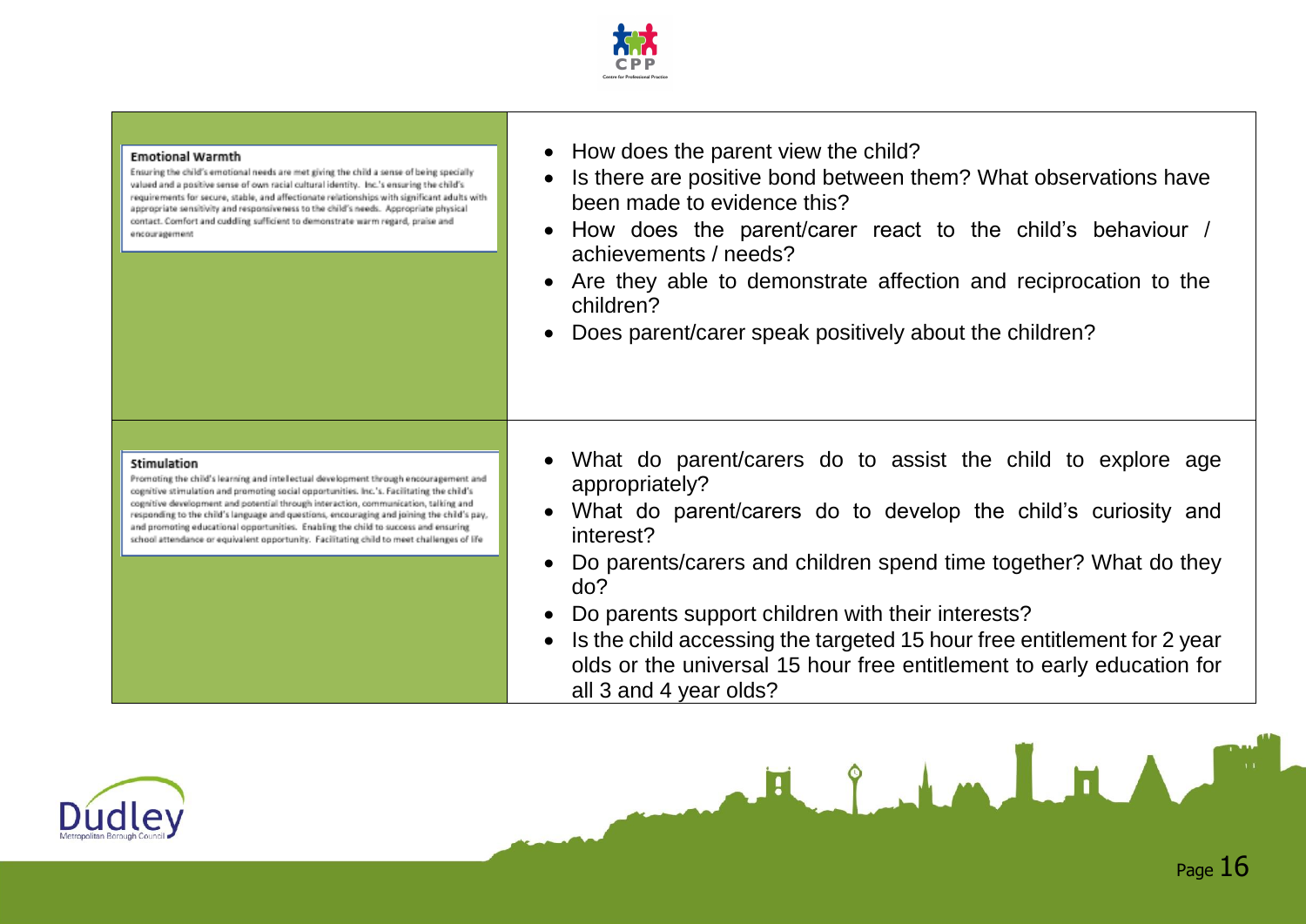| | |
|---|---|
| **Emotional Warmth**<br>Ensuring the child's emotional needs are met giving the child a sense of being specially valued and a positive sense of own racial cultural identity. Inc.'s ensuring the child's requirements for secure, stable, and affectionate relationships with significant adults with appropriate sensitivity and responsiveness to the child's needs. Appropriate physical contact. Comfort and cuddling sufficient to demonstrate warm regard, praise and encouragement | • How does the parent view the child?<br>• Is there are positive bond between them? What observations have been made to evidence this?<br>• How does the parent/carer react to the child's behaviour / achievements / needs?<br>• Are they able to demonstrate affection and reciprocation to the children?<br>• Does parent/carer speak positively about the children? |
| **Stimulation**<br>Promoting the child's learning and intellectual development through encouragement and cognitive stimulation and promoting social opportunities. Inc.'s. Facilitating the child's cognitive development and potential through interaction, communication, talking and responding to the child's language and questions, encouraging and joining the child's pay, and promoting educational opportunities. Enabling the child to success and ensuring school attendance or equivalent opportunity. Facilitating child to meet challenges of life | • What do parent/carers do to assist the child to explore age appropriately?<br>• What do parent/carers do to develop the child's curiosity and interest?<br>• Do parents/carers and children spend time together? What do they do?<br>• Do parents support children with their interests?<br>• Is the child accessing the targeted 15 hour free entitlement for 2 year olds or the universal 15 hour free entitlement to early education for all 3 and 4 year olds? |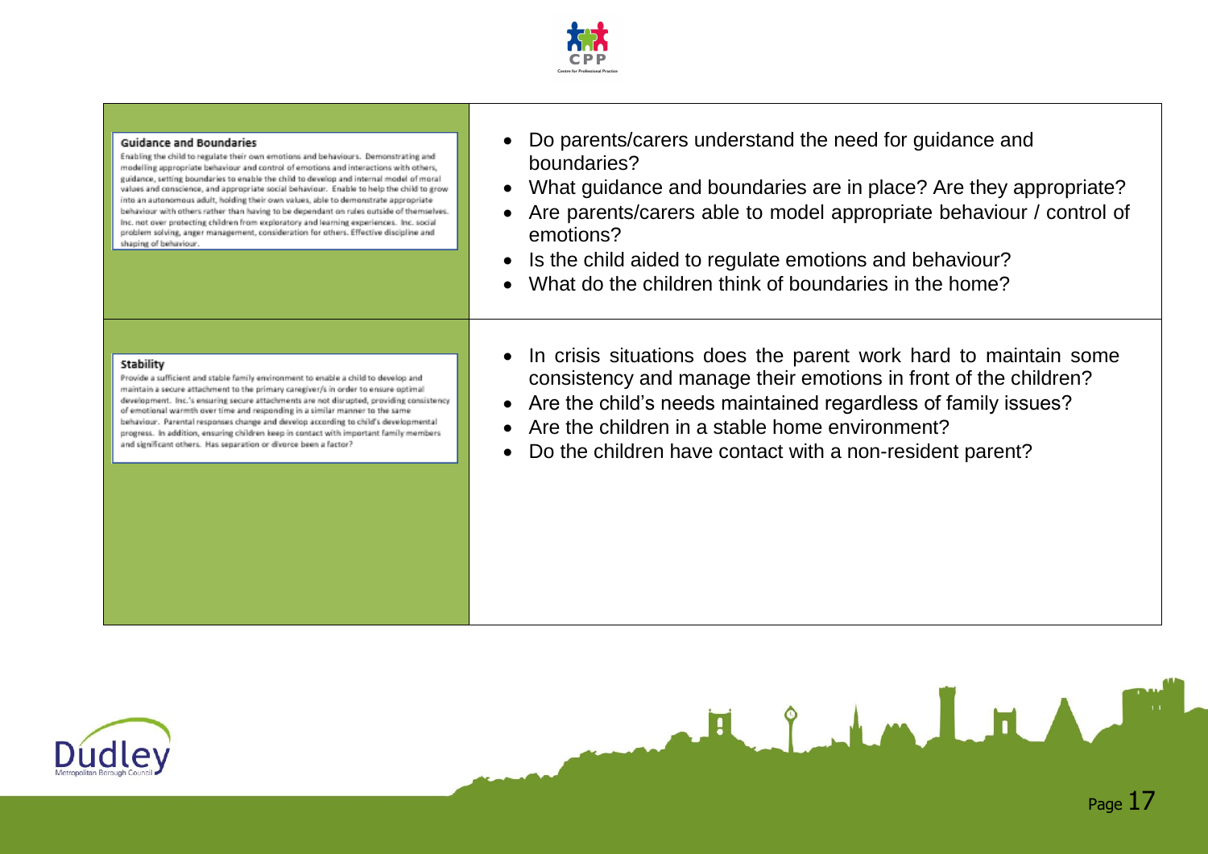| | |
|---|---|
| **Guidance and Boundaries**<br>Enabling the child to regulate their own emotions and behaviours. Demonstrating and modelling appropriate behaviour and control of emotions and interactions with others, guidance, setting boundaries to enable the child to develop and internal model of moral values and conscience, and appropriate social behaviour. Enable to help the child to grow into an autonomous adult, holding their own values, able to demonstrate appropriate behaviour with others rather than having to be dependant on rules outside of themselves. Inc. not over protecting children from exploratory and learning experiences. Inc. social problem solving, anger management, consideration for others. Effective discipline and shaping of behaviour. | • Do parents/carers understand the need for guidance and boundaries?<br>• What guidance and boundaries are in place? Are they appropriate?<br>• Are parents/carers able to model appropriate behaviour / control of emotions?<br>• Is the child aided to regulate emotions and behaviour?<br>• What do the children think of boundaries in the home? |
| **Stability**<br>Provide a sufficient and stable family environment to enable a child to develop and maintain a secure attachment to the primary caregiver/s in order to ensure optimal development. Inc.'s ensuring secure attachments are not disrupted, providing consistency of emotional warmth over time and responding in a similar manner to the same behaviour. Parental responses change and develop according to child's developmental progress. In addition, ensuring children keep in contact with important family members and significant others. Has separation or divorce been a factor? | • In crisis situations does the parent work hard to maintain some consistency and manage their emotions in front of the children?<br>• Are the child's needs maintained regardless of family issues?<br>• Are the children in a stable home environment?<br>• Do the children have contact with a non-resident parent? |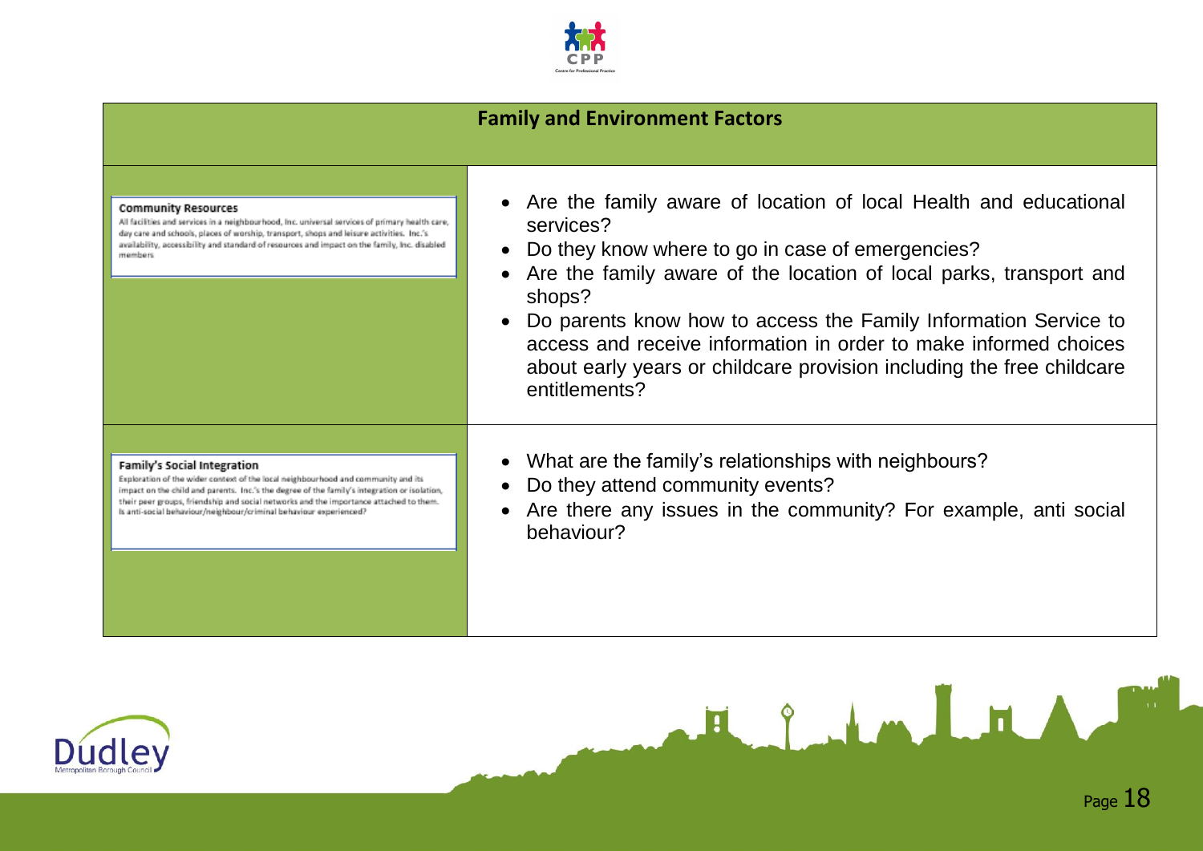## Family and Environment Factors

| Factor | Questions |
|---|---|
| **Community Resources**<br>All facilities and services in a neighbourhood, Inc. universal services of primary health care, day care and schools, places of worship, transport, shops and leisure activities. Inc.'s availability, accessibility and standard of resources and impact on the family, Inc. disabled members | • Are the family aware of location of local Health and educational services?<br>• Do they know where to go in case of emergencies?<br>• Are the family aware of the location of local parks, transport and shops?<br>• Do parents know how to access the Family Information Service to access and receive information in order to make informed choices about early years or childcare provision including the free childcare entitlements? |
| **Family's Social Integration**<br>Exploration of the wider context of the local neighbourhood and community and its impact on the child and parents. Inc.'s the degree of the family's integration or isolation, their peer groups, friendship and social networks and the importance attached to them. Is anti-social behaviour/neighbour/criminal behaviour experienced? | • What are the family's relationships with neighbours?<br>• Do they attend community events?<br>• Are there any issues in the community? For example, anti social behaviour? |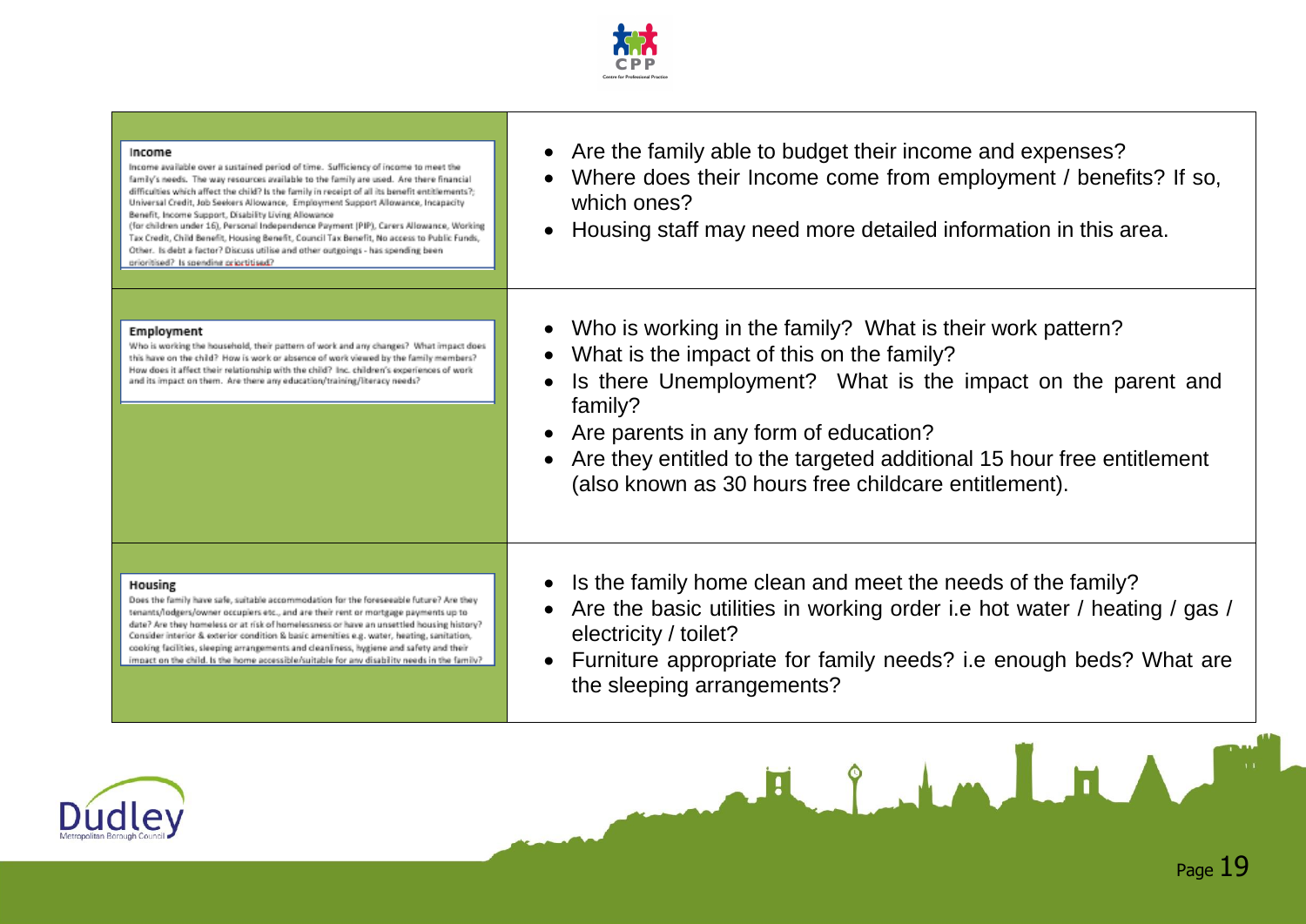| | |
|---|---|
| **Income**<br>Income available over a sustained period of time. Sufficiency of income to meet the family's needs. The way resources available to the family are used. Are there financial difficulties which affect the child? Is the family in receipt of all its benefit entitlements?; Universal Credit, Job Seekers Allowance, Employment Support Allowance, Incapacity Benefit, Income Support, Disability Living Allowance (for children under 16), Personal Independence Payment (PIP), Carers Allowance, Working Tax Credit, Child Benefit, Housing Benefit, Council Tax Benefit, No access to Public Funds, Other. Is debt a factor? Discuss utilise and other outgoings - has spending been prioritised? Is spending prioritised? | • Are the family able to budget their income and expenses?<br>• Where does their Income come from employment / benefits? If so, which ones?<br>• Housing staff may need more detailed information in this area. |
| **Employment**<br>Who is working the household, their pattern of work and any changes? What impact does this have on the child? How is work or absence of work viewed by the family members? How does it affect their relationship with the child? Inc. children's experiences of work and its impact on them. Are there any education/training/literacy needs? | • Who is working in the family? What is their work pattern?<br>• What is the impact of this on the family?<br>• Is there Unemployment? What is the impact on the parent and family?<br>• Are parents in any form of education?<br>• Are they entitled to the targeted additional 15 hour free entitlement (also known as 30 hours free childcare entitlement). |
| **Housing**<br>Does the family have safe, suitable accommodation for the foreseeable future? Are they tenants/lodgers/owner occupiers etc., and are their rent or mortgage payments up to date? Are they homeless or at risk of homelessness or have an unsettled housing history? Consider interior & exterior condition & basic amenities e.g. water, heating, sanitation, cooking facilities, sleeping arrangements and cleanliness, hygiene and safety and their impact on the child. Is the home accessible/suitable for any disability needs in the family? | • Is the family home clean and meet the needs of the family?<br>• Are the basic utilities in working order i.e hot water / heating / gas / electricity / toilet?<br>• Furniture appropriate for family needs? i.e enough beds? What are the sleeping arrangements? |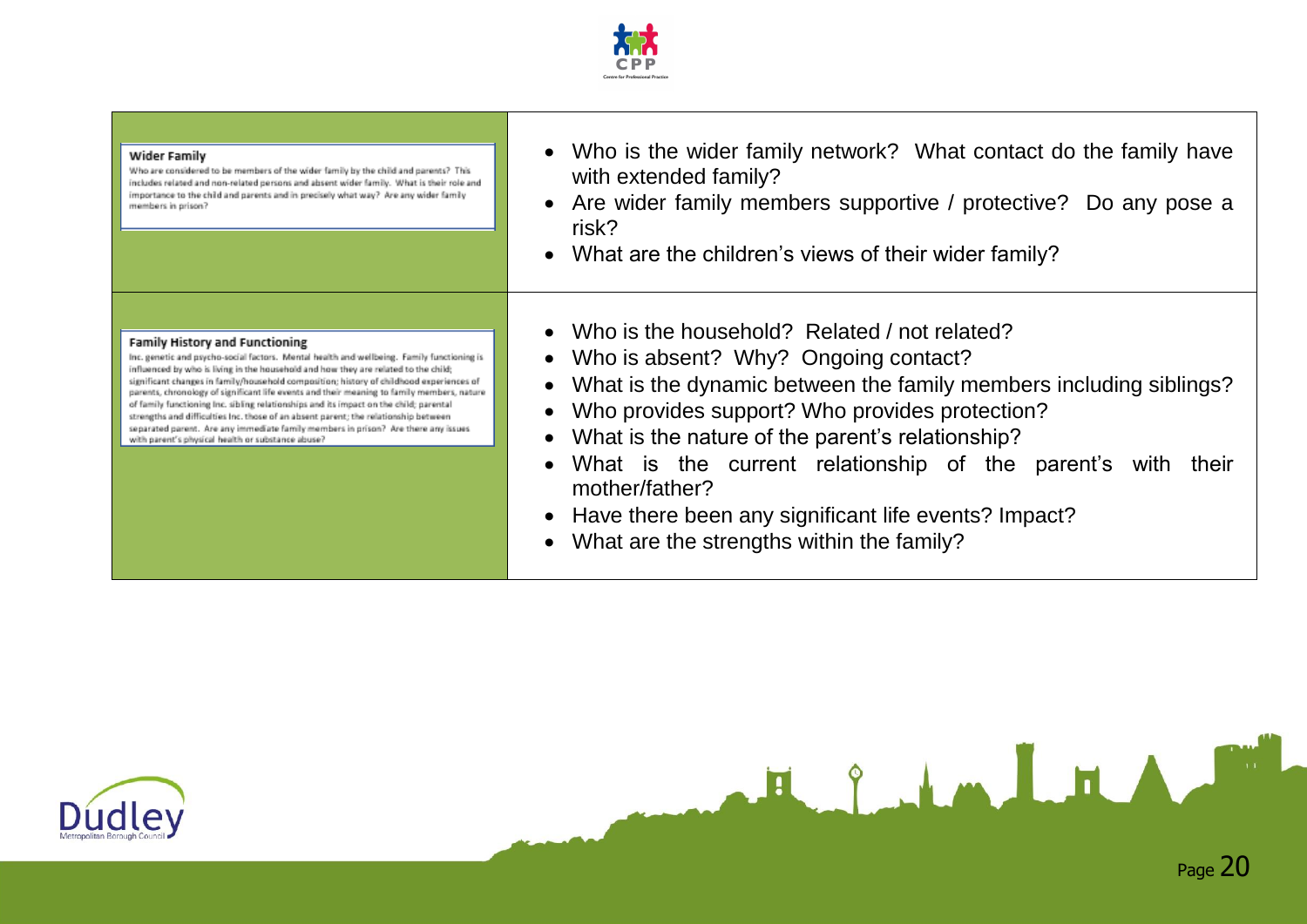| | |
|---|---|
| **Wider Family**<br>Who are considered to be members of the wider family by the child and parents? This includes related and non-related persons and absent wider family. What is their role and importance to the child and parents and in precisely what way? Are any wider family members in prison? | • Who is the wider family network? What contact do the family have with extended family?<br>• Are wider family members supportive / protective? Do any pose a risk?<br>• What are the children's views of their wider family? |
| **Family History and Functioning**<br>Inc. genetic and psycho-social factors. Mental health and wellbeing. Family functioning is influenced by who is living in the household and how they are related to the child; significant changes in family/household composition; history of childhood experiences of parents, chronology of significant life events and their meaning to family members, nature of family functioning Inc. sibling relationships and its impact on the child; parental strengths and difficulties Inc. those of an absent parent; the relationship between separated parent. Are any immediate family members in prison? Are there any issues with parent's physical health or substance abuse? | • Who is the household? Related / not related?<br>• Who is absent? Why? Ongoing contact?<br>• What is the dynamic between the family members including siblings?<br>• Who provides support? Who provides protection?<br>• What is the nature of the parent's relationship?<br>• What is the current relationship of the parent's with their mother/father?<br>• Have there been any significant life events? Impact?<br>• What are the strengths within the family? |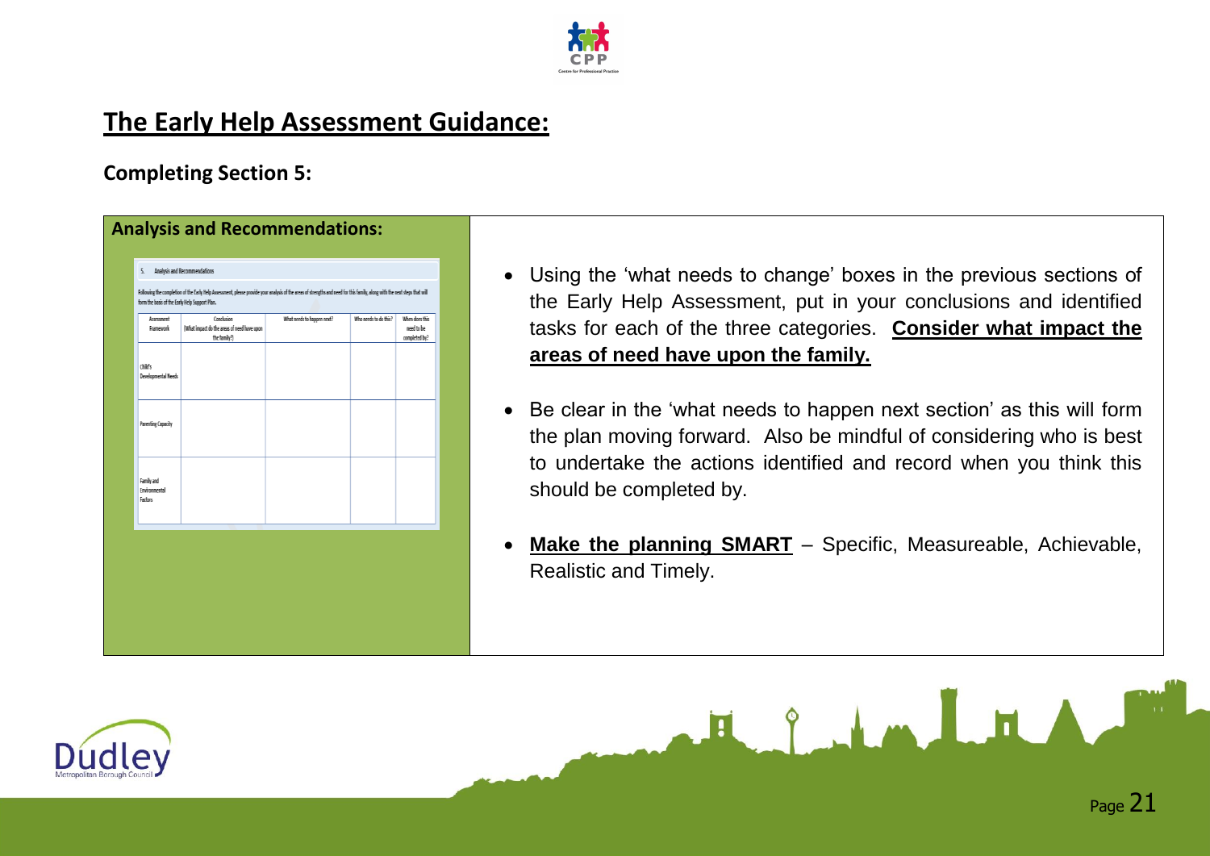## The Early Help Assessment Guidance:

### Completing Section 5:

**Analysis and Recommendations:**

5. Analysis and Recommendations

Following the completion of the Early Help Assessment, please provide your analysis of the areas of strengths and need for this family, along with the next steps that will form the basis of the Early Help Support Plan.

| Assessment Framework | Conclusion (What impact do the areas of need have upon the family?) | What needs to happen next? | Who needs to do this? | When does this need to be completed by? |
|---|---|---|---|---|
| Child's Developmental Needs | | | | |
| Parenting Capacity | | | | |
| Family and Environmental Factors | | | | |

- Using the 'what needs to change' boxes in the previous sections of the Early Help Assessment, put in your conclusions and identified tasks for each of the three categories. **Consider what impact the areas of need have upon the family.**
- Be clear in the 'what needs to happen next section' as this will form the plan moving forward. Also be mindful of considering who is best to undertake the actions identified and record when you think this should be completed by.
- **Make the planning SMART** – Specific, Measureable, Achievable, Realistic and Timely.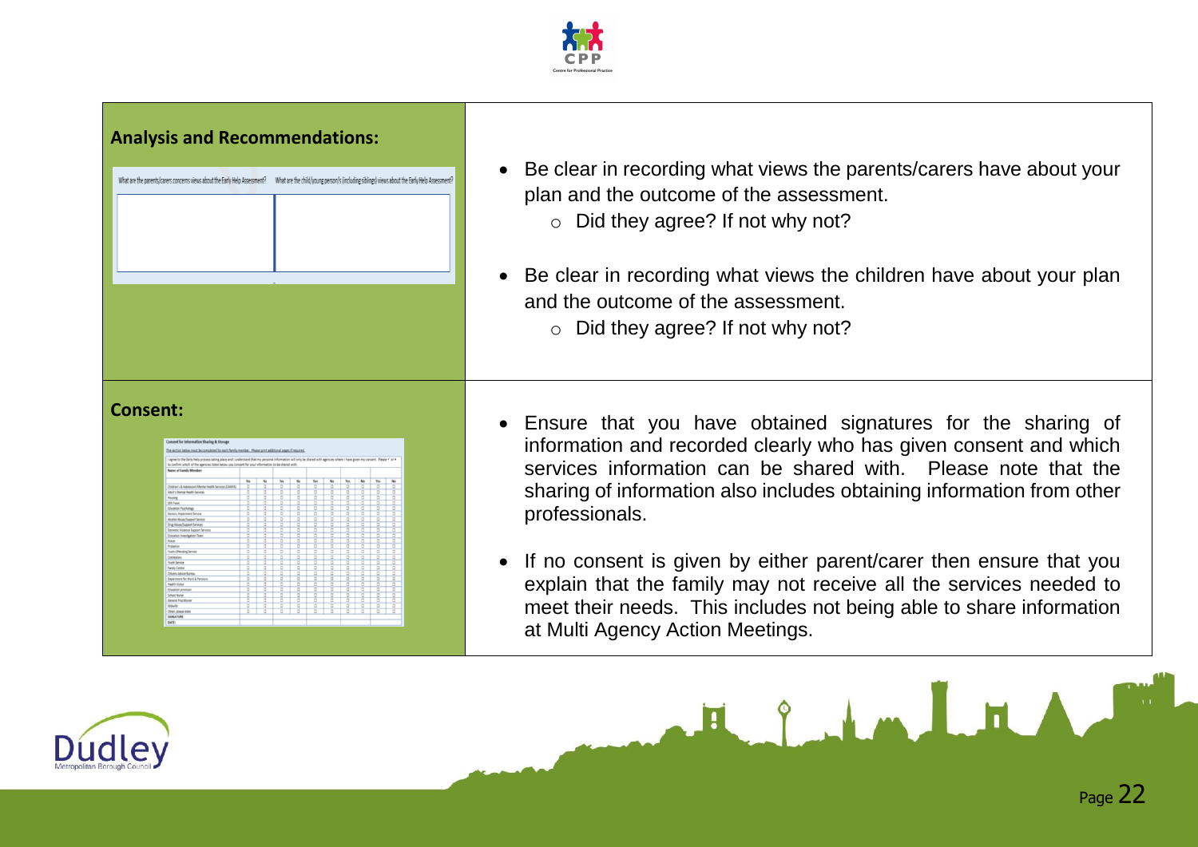## Analysis and Recommendations:

| What are the parents/carers concerns views about the Early Help Assessment? | What are the child/young person's (including siblings) views about the Early Help Assessment? |
|---|---|
| | |

- Be clear in recording what views the parents/carers have about your plan and the outcome of the assessment.
  - Did they agree? If not why not?
- Be clear in recording what views the children have about your plan and the outcome of the assessment.
  - Did they agree? If not why not?

## Consent:

- Ensure that you have obtained signatures for the sharing of information and recorded clearly who has given consent and which services information can be shared with. Please note that the sharing of information also includes obtaining information from other professionals.
- If no consent is given by either parent/carer then ensure that you explain that the family may not receive all the services needed to meet their needs. This includes not being able to share information at Multi Agency Action Meetings.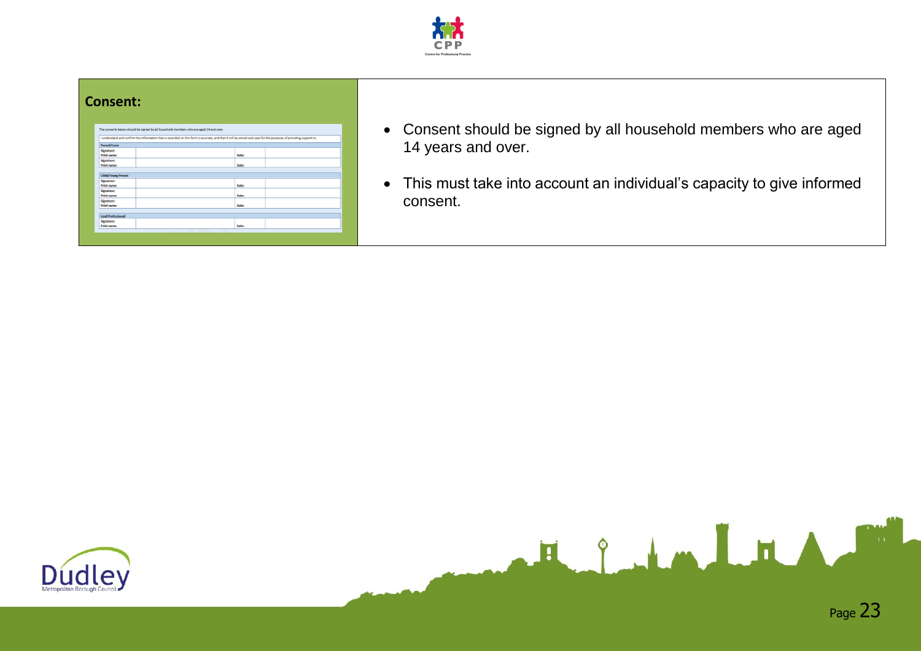## Consent:

The consents below should be signed by all household members who are aged 14 and over.

| I understand and confirm the information that is recorded on this form is accurate, and that it will be stored and used for the purposes of providing support to: | | | |
|---|---|---|---|
| **Parent/Carer** | | | |
| Signature: Print name: | | Date: | |
| Signature: Print name: | | Date: | |
| **Child/Young Person** | | | |
| Signature: Print name: | | Date: | |
| Signature: Print name: | | Date: | |
| Signature: Print name: | | Date: | |
| **Lead Professional** | | | |
| Signature: Print name: | | Date: | |

- Consent should be signed by all household members who are aged 14 years and over.
- This must take into account an individual's capacity to give informed consent.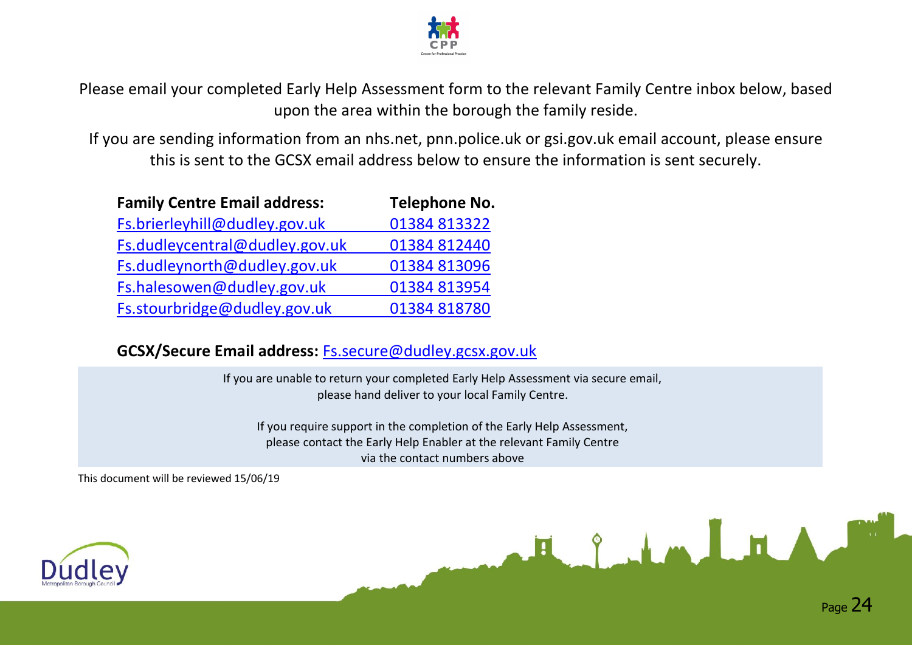Please email your completed Early Help Assessment form to the relevant Family Centre inbox below, based upon the area within the borough the family reside.

If you are sending information from an nhs.net, pnn.police.uk or gsi.gov.uk email account, please ensure this is sent to the GCSX email address below to ensure the information is sent securely.

| Family Centre Email address: | Telephone No. |
|---|---|
| Fs.brierleyhill@dudley.gov.uk | 01384 813322 |
| Fs.dudleycentral@dudley.gov.uk | 01384 812440 |
| Fs.dudleynorth@dudley.gov.uk | 01384 813096 |
| Fs.halesowen@dudley.gov.uk | 01384 813954 |
| Fs.stourbridge@dudley.gov.uk | 01384 818780 |

**GCSX/Secure Email address:** Fs.secure@dudley.gcsx.gov.uk

If you are unable to return your completed Early Help Assessment via secure email, please hand deliver to your local Family Centre.

If you require support in the completion of the Early Help Assessment, please contact the Early Help Enabler at the relevant Family Centre via the contact numbers above

This document will be reviewed 15/06/19